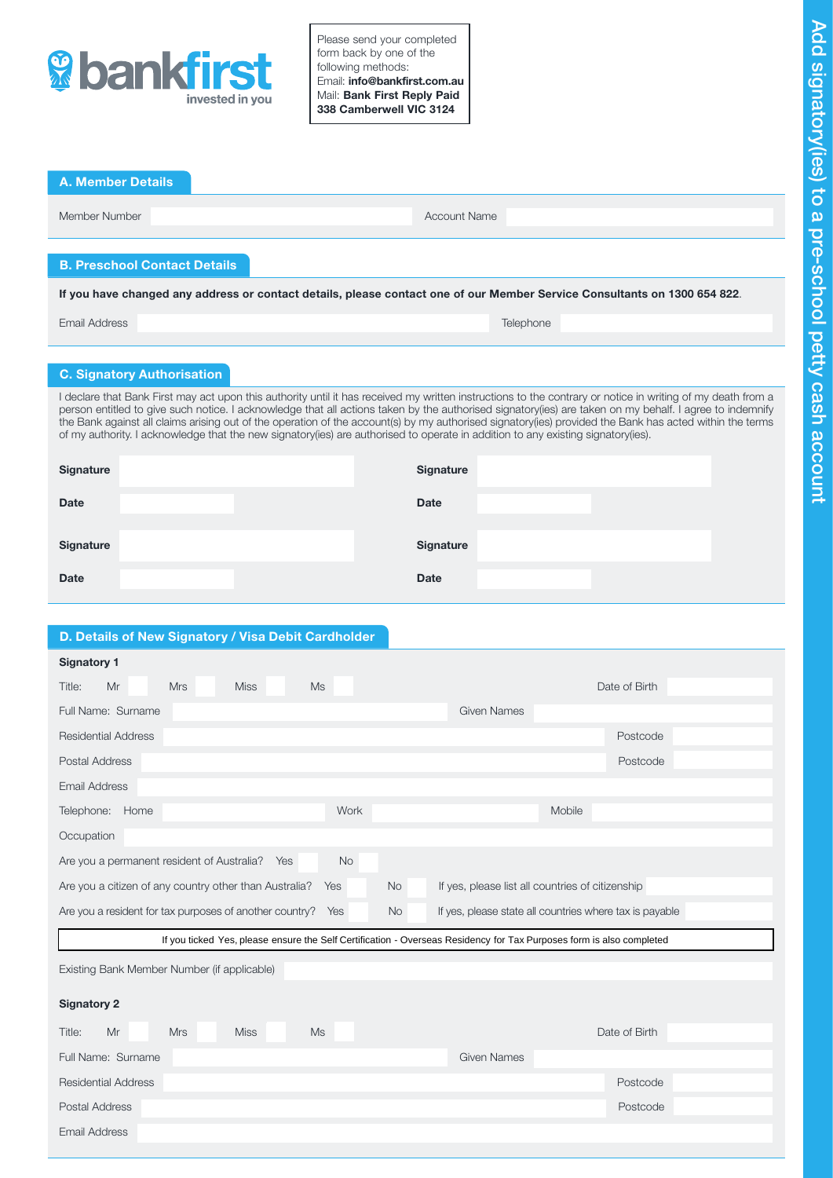# Add signatory(ies) to a pre-school petty cash account

**bankfirst**
invested in you

Please send your completed form back by one of the following methods:
Email: **info@bankfirst.com.au**
Mail: **Bank First Reply Paid 338 Camberwell VIC 3124**

## A. Member Details

Member Number | Account Name

## B. Preschool Contact Details

**If you have changed any address or contact details, please contact one of our Member Service Consultants on 1300 654 822**.

Email Address | Telephone

## C. Signatory Authorisation

I declare that Bank First may act upon this authority until it has received my written instructions to the contrary or notice in writing of my death from a person entitled to give such notice. I acknowledge that all actions taken by the authorised signatory(ies) are taken on my behalf. I agree to indemnify the Bank against all claims arising out of the operation of the account(s) by my authorised signatory(ies) provided the Bank has acted within the terms of my authority. I acknowledge that the new signatory(ies) are authorised to operate in addition to any existing signatory(ies).

| | | | |
|---|---|---|---|
| **Signature** | | **Signature** | |
| **Date** | | **Date** | |
| **Signature** | | **Signature** | |
| **Date** | | **Date** | |

## D. Details of New Signatory / Visa Debit Cardholder

**Signatory 1**

Title: Mr | Mrs | Miss | Ms | Date of Birth

Full Name: Surname | Given Names

Residential Address | Postcode

Postal Address | Postcode

Email Address

Telephone: Home | Work | Mobile

Occupation

Are you a permanent resident of Australia? Yes | No

Are you a citizen of any country other than Australia? Yes | No | If yes, please list all countries of citizenship

Are you a resident for tax purposes of another country? Yes | No | If yes, please state all countries where tax is payable

If you ticked Yes, please ensure the Self Certification - Overseas Residency for Tax Purposes form is also completed

Existing Bank Member Number (if applicable)

**Signatory 2**

Title: Mr | Mrs | Miss | Ms | Date of Birth

Full Name: Surname | Given Names

Residential Address | Postcode

Postal Address | Postcode

Email Address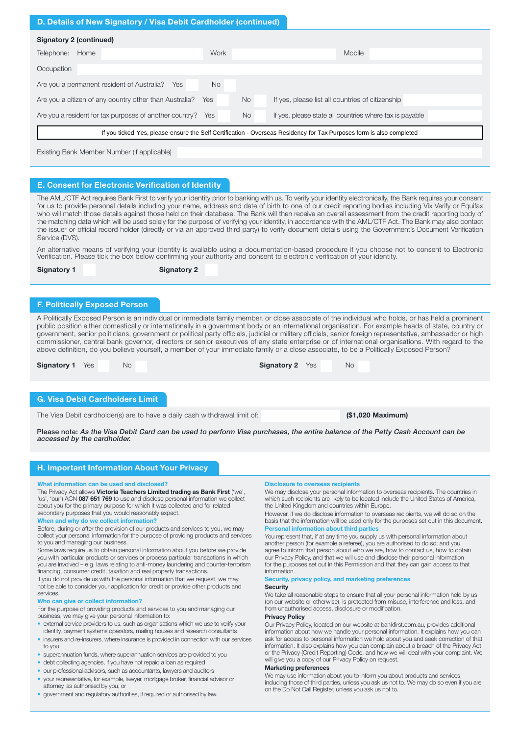## D. Details of New Signatory / Visa Debit Cardholder (continued)

**Signatory 2 (continued)**

Telephone: Home | Work | Mobile

Occupation

Are you a permanent resident of Australia? Yes | No

Are you a citizen of any country other than Australia? Yes | No | If yes, please list all countries of citizenship

Are you a resident for tax purposes of another country? Yes | No | If yes, please state all countries where tax is payable

If you ticked Yes, please ensure the Self Certification - Overseas Residency for Tax Purposes form is also completed

Existing Bank Member Number (if applicable)

## E. Consent for Electronic Verification of Identity

The AML/CTF Act requires Bank First to verify your identity prior to banking with us. To verify your identity electronically, the Bank requires your consent for us to provide personal details including your name, address and date of birth to one of our credit reporting bodies including Vix Verify or Equifax who will match those details against those held on their database. The Bank will then receive an overall assessment from the credit reporting body of the matching data which will be used solely for the purpose of verifying your identity, in accordance with the AML/CTF Act. The Bank may also contact the issuer or official record holder (directly or via an approved third party) to verify document details using the Government's Document Verification Service (DVS).

An alternative means of verifying your identity is available using a documentation-based procedure if you choose not to consent to Electronic Verification. Please tick the box below confirming your authority and consent to electronic verification of your identity.

**Signatory 1** **Signatory 2**

## F. Politically Exposed Person

A Politically Exposed Person is an individual or immediate family member, or close associate of the individual who holds, or has held a prominent public position either domestically or internationally in a government body or an international organisation. For example heads of state, country or government, senior politicians, government or political party officials, judicial or military officials, senior foreign representative, ambassador or high commissioner, central bank governor, directors or senior executives of any state enterprise or of international organisations. With regard to the above definition, do you believe yourself, a member of your immediate family or a close associate, to be a Politically Exposed Person?

**Signatory 1** Yes No **Signatory 2** Yes No

## G. Visa Debit Cardholders Limit

The Visa Debit cardholder(s) are to have a daily cash withdrawal limit of: **($1,020 Maximum)**

**Please note:** ***As the Visa Debit Card can be used to perform Visa purchases, the entire balance of the Petty Cash Account can be accessed by the cardholder.***

## H. Important Information About Your Privacy

**What information can be used and disclosed?**

The Privacy Act allows **Victoria Teachers Limited trading as Bank First** ('we', 'us', 'our') ACN **087 651 769** to use and disclose personal information we collect about you for the primary purpose for which it was collected and for related secondary purposes that you would reasonably expect.

**When and why do we collect information?**

Before, during or after the provision of our products and services to you, we may collect your personal information for the purpose of providing products and services to you and managing our business.

Some laws require us to obtain personal information about you before we provide you with particular products or services or process particular transactions in which you are involved – e.g. laws relating to anti-money laundering and counter-terrorism financing, consumer credit, taxation and real property transactions.

If you do not provide us with the personal information that we request, we may not be able to consider your application for credit or provide other products and services.

**Who can give or collect information?**

For the purpose of providing products and services to you and managing our business, we may give your personal information to:

- external service providers to us, such as organisations which we use to verify your identity, payment systems operators, mailing houses and research consultants
- insurers and re-insurers, where insurance is provided in connection with our services to you
- superannuation funds, where superannuation services are provided to you
- debt collecting agencies, if you have not repaid a loan as required
- our professional advisors, such as accountants, lawyers and auditors
- your representative, for example, lawyer, mortgage broker, financial advisor or attorney, as authorised by you, or
- government and regulatory authorities, if required or authorised by law.

**Disclosure to overseas recipients**

We may disclose your personal information to overseas recipients. The countries in which such recipients are likely to be located include the United States of America, the United Kingdom and countries within Europe.

However, if we do disclose information to overseas recipients, we will do so on the basis that the information will be used only for the purposes set out in this document.

**Personal information about third parties**

You represent that, if at any time you supply us with personal information about another person (for example a referee), you are authorised to do so; and you agree to inform that person about who we are, how to contact us, how to obtain our Privacy Policy, and that we will use and disclose their personal information for the purposes set out in this Permission and that they can gain access to that information.

**Security, privacy policy, and marketing preferences**

**Security**

We take all reasonable steps to ensure that all your personal information held by us (on our website or otherwise), is protected from misuse, interference and loss, and from unauthorised access, disclosure or modification.

**Privacy Policy**

Our Privacy Policy, located on our website at bankfirst.com.au, provides additional information about how we handle your personal information. It explains how you can ask for access to personal information we hold about you and seek correction of that information. It also explains how you can complain about a breach of the Privacy Act or the Privacy (Credit Reporting) Code, and how we will deal with your complaint. We will give you a copy of our Privacy Policy on request.

**Marketing preferences**

We may use information about you to inform you about products and services, including those of third parties, unless you ask us not to. We may do so even if you are on the Do Not Call Register, unless you ask us not to.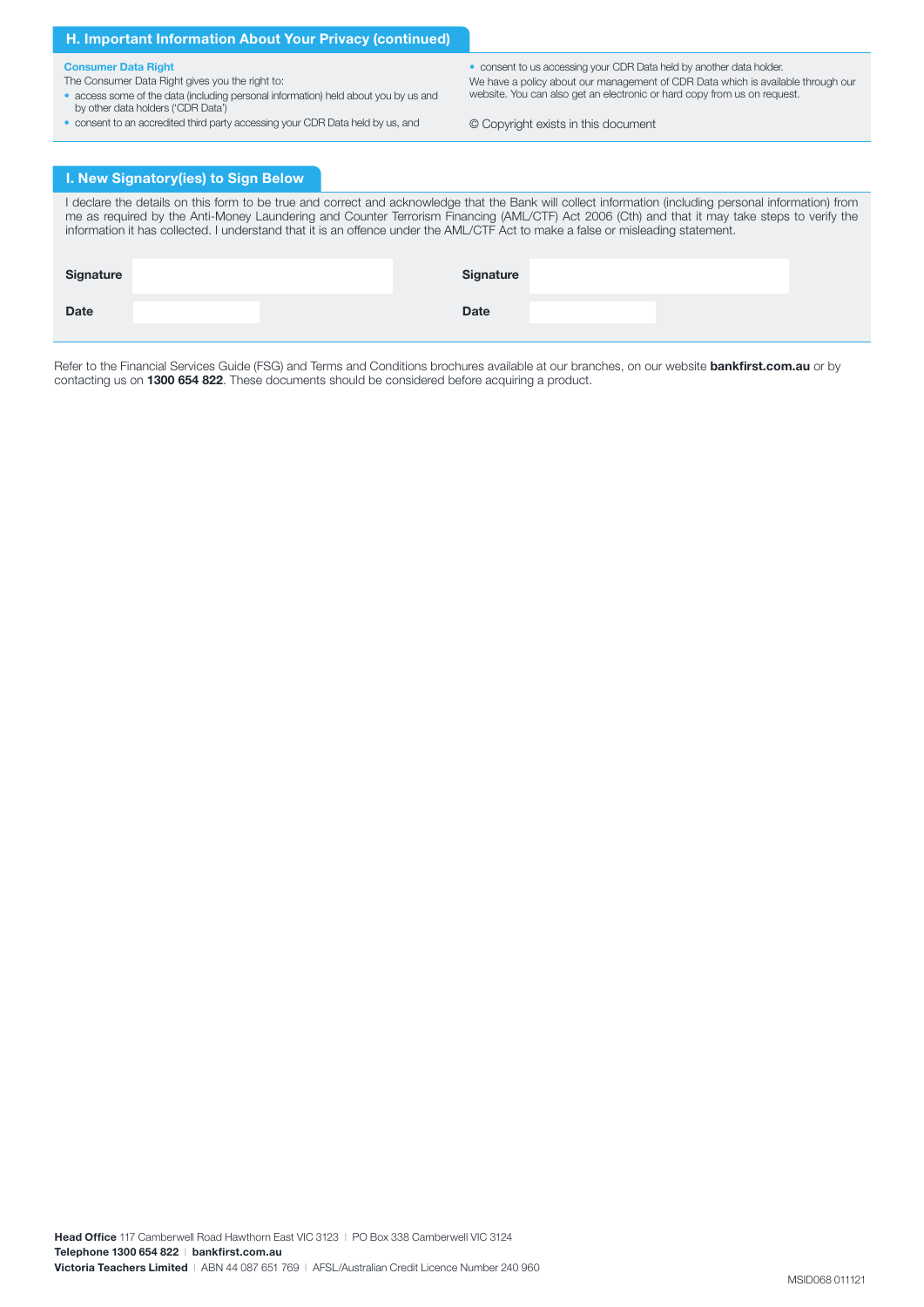## H. Important Information About Your Privacy (continued)

**Consumer Data Right**

The Consumer Data Right gives you the right to:

- access some of the data (including personal information) held about you by us and by other data holders ('CDR Data')
- consent to an accredited third party accessing your CDR Data held by us, and
- consent to us accessing your CDR Data held by another data holder.

We have a policy about our management of CDR Data which is available through our website. You can also get an electronic or hard copy from us on request.

© Copyright exists in this document

## I. New Signatory(ies) to Sign Below

I declare the details on this form to be true and correct and acknowledge that the Bank will collect information (including personal information) from me as required by the Anti-Money Laundering and Counter Terrorism Financing (AML/CTF) Act 2006 (Cth) and that it may take steps to verify the information it has collected. I understand that it is an offence under the AML/CTF Act to make a false or misleading statement.

| | | | |
|---|---|---|---|
| **Signature** | | **Signature** | |
| **Date** | | **Date** | |

Refer to the Financial Services Guide (FSG) and Terms and Conditions brochures available at our branches, on our website **bankfirst.com.au** or by contacting us on **1300 654 822**. These documents should be considered before acquiring a product.

**Head Office** 117 Camberwell Road Hawthorn East VIC 3123 | PO Box 338 Camberwell VIC 3124
**Telephone 1300 654 822** | **bankfirst.com.au**
**Victoria Teachers Limited** | ABN 44 087 651 769 | AFSL/Australian Credit Licence Number 240 960

MSID068 011121